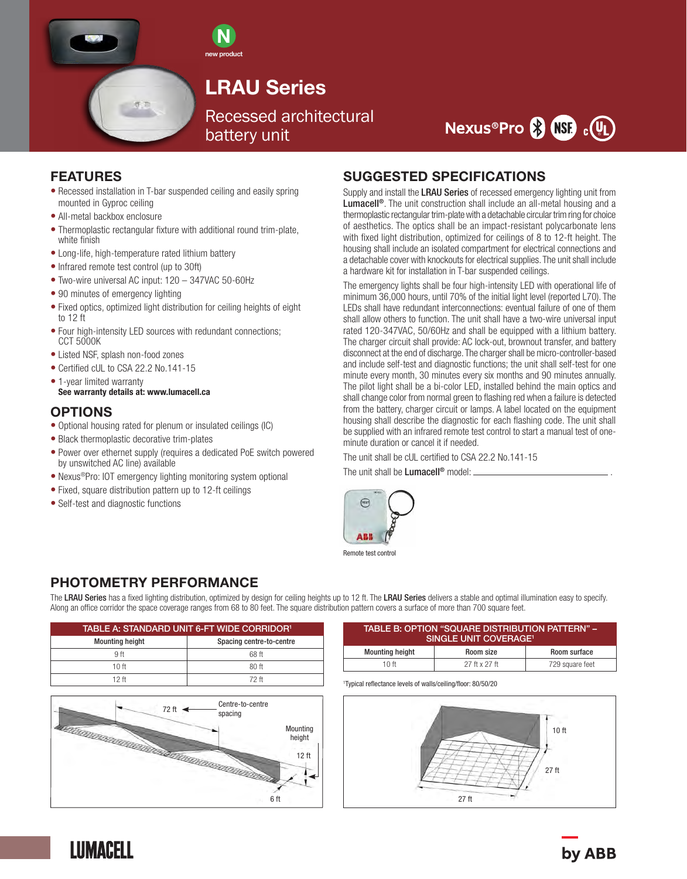new product

# LRAU Series

Recessed architectural battery unit

Nexus®Pro

## FEATURES

- Recessed installation in T-bar suspended ceiling and easily spring mounted in Gyproc ceiling
- All-metal backbox enclosure
- Thermoplastic rectangular fixture with additional round trim-plate, white finish
- Long-life, high-temperature rated lithium battery
- Infrared remote test control (up to 30ft)
- Two-wire universal AC input: 120 – 347VAC 50-60Hz
- 90 minutes of emergency lighting
- Fixed optics, optimized light distribution for ceiling heights of eight to 12 ft
- Four high-intensity LED sources with redundant connections; CCT 5000K
- Listed NSF, splash non-food zones
- Certified cUL to CSA 22.2 No.141-15
- 1-year limited warranty
  **See warranty details at: www.lumacell.ca**

## OPTIONS

- Optional housing rated for plenum or insulated ceilings (IC)
- Black thermoplastic decorative trim-plates
- Power over ethernet supply (requires a dedicated PoE switch powered by unswitched AC line) available
- Nexus®Pro: IOT emergency lighting monitoring system optional
- Fixed, square distribution pattern up to 12-ft ceilings
- Self-test and diagnostic functions

## SUGGESTED SPECIFICATIONS

Supply and install the **LRAU Series** of recessed emergency lighting unit from **Lumacell®**. The unit construction shall include an all-metal housing and a thermoplastic rectangular trim-plate with a detachable circular trim ring for choice of aesthetics. The optics shall be an impact-resistant polycarbonate lens with fixed light distribution, optimized for ceilings of 8 to 12-ft height. The housing shall include an isolated compartment for electrical connections and a detachable cover with knockouts for electrical supplies. The unit shall include a hardware kit for installation in T-bar suspended ceilings.

The emergency lights shall be four high-intensity LED with operational life of minimum 36,000 hours, until 70% of the initial light level (reported L70). The LEDs shall have redundant interconnections: eventual failure of one of them shall allow others to function. The unit shall have a two-wire universal input rated 120-347VAC, 50/60Hz and shall be equipped with a lithium battery. The charger circuit shall provide: AC lock-out, brownout transfer, and battery disconnect at the end of discharge. The charger shall be micro-controller-based and include self-test and diagnostic functions; the unit shall self-test for one minute every month, 30 minutes every six months and 90 minutes annually. The pilot light shall be a bi-color LED, installed behind the main optics and shall change color from normal green to flashing red when a failure is detected from the battery, charger circuit or lamps. A label located on the equipment housing shall describe the diagnostic for each flashing code. The unit shall be supplied with an infrared remote test control to start a manual test of one-minute duration or cancel it if needed.

The unit shall be cUL certified to CSA 22.2 No.141-15

The unit shall be **Lumacell®** model: ______________________________ .

Remote test control

## PHOTOMETRY PERFORMANCE

The **LRAU Series** has a fixed lighting distribution, optimized by design for ceiling heights up to 12 ft. The **LRAU Series** delivers a stable and optimal illumination easy to specify. Along an office corridor the space coverage ranges from 68 to 80 feet. The square distribution pattern covers a surface of more than 700 square feet.

**TABLE A: STANDARD UNIT 6-FT WIDE CORRIDOR[1]**

| Mounting height | Spacing centre-to-centre |
|---|---|
| 9 ft | 68 ft |
| 10 ft | 80 ft |
| 12 ft | 72 ft |

72 ft — Centre-to-centre spacing; Mounting height 12 ft; 6 ft

**TABLE B: OPTION "SQUARE DISTRIBUTION PATTERN" – SINGLE UNIT COVERAGE[1]**

| Mounting height | Room size | Room surface |
|---|---|---|
| 10 ft | 27 ft x 27 ft | 729 square feet |

[1]Typical reflectance levels of walls/ceiling/floor: 80/50/20

10 ft; 27 ft; 27 ft

LUMACELL by ABB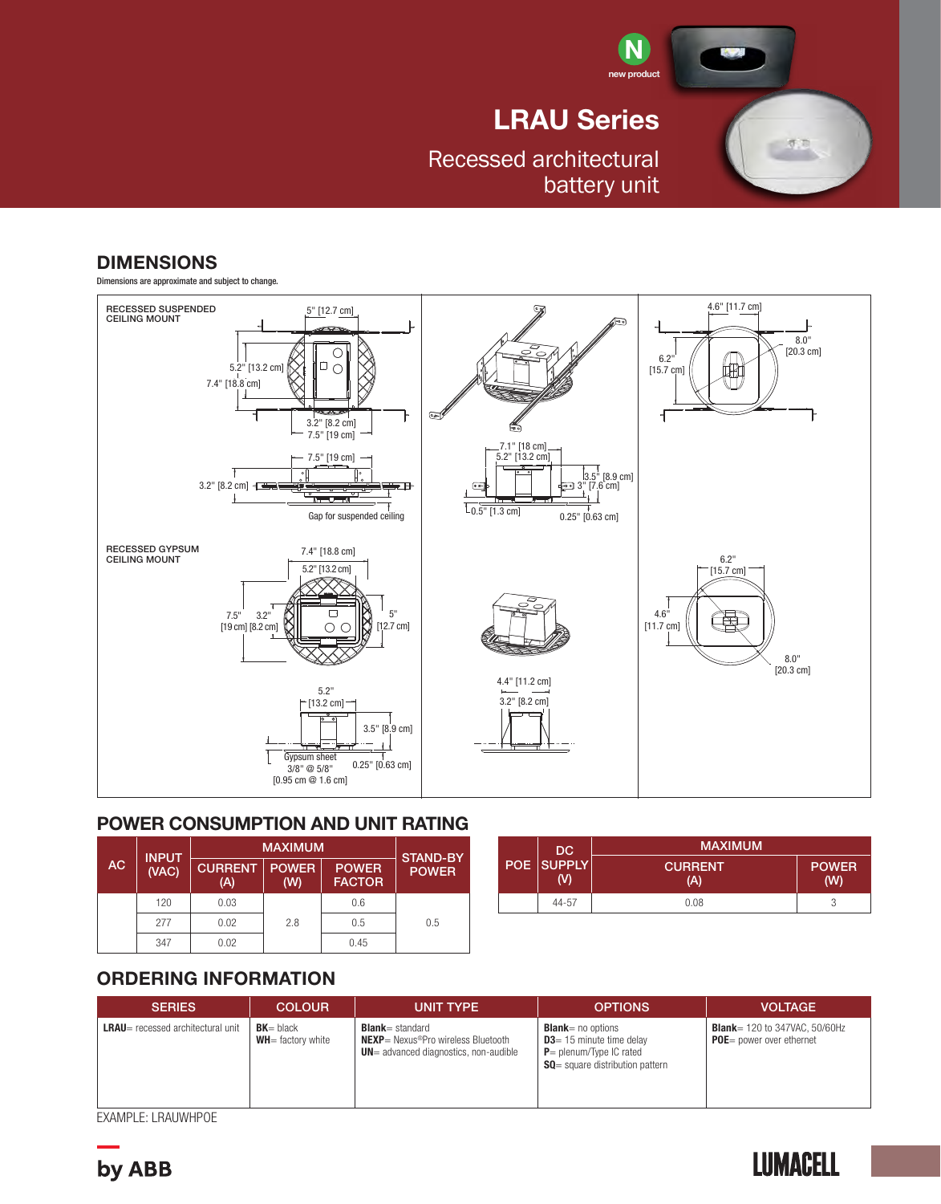# LRAU Series

Recessed architectural battery unit

new product

## DIMENSIONS

Dimensions are approximate and subject to change.

RECESSED SUSPENDED CEILING MOUNT

5" [12.7 cm]
5.2" [13.2 cm]
7.4" [18.8 cm]
3.2" [8.2 cm]
7.5" [19 cm]
7.5" [19 cm]
3.2" [8.2 cm]
Gap for suspended ceiling

7.1" [18 cm]
5.2" [13.2 cm]
3.5" [8.9 cm]
3" [7.6 cm]
0.5" [1.3 cm]
0.25" [0.63 cm]

4.6" [11.7 cm]
8.0" [20.3 cm]
6.2" [15.7 cm]

RECESSED GYPSUM CEILING MOUNT

7.4" [18.8 cm]
5.2" [13.2 cm]
7.5" [19 cm]
3.2" [8.2 cm]
5" [12.7 cm]
5.2" [13.2 cm]
3.5" [8.9 cm]
Gypsum sheet 3/8" @ 5/8" [0.95 cm @ 1.6 cm]
0.25" [0.63 cm]

4.4" [11.2 cm]
3.2" [8.2 cm]

6.2" [15.7 cm]
4.6" [11.7 cm]
8.0" [20.3 cm]

## POWER CONSUMPTION AND UNIT RATING

| AC | INPUT (VAC) | MAXIMUM | | | STAND-BY POWER |
|---|---|---|---|---|---|
| | | CURRENT (A) | POWER (W) | POWER FACTOR | |
| | 120 | 0.03 | 2.8 | 0.6 | 0.5 |
| | 277 | 0.02 | | 0.5 | |
| | 347 | 0.02 | | 0.45 | |

| POE | DC SUPPLY (V) | MAXIMUM | |
|---|---|---|---|
| | | CURRENT (A) | POWER (W) |
| | 44-57 | 0.08 | 3 |

## ORDERING INFORMATION

| SERIES | COLOUR | UNIT TYPE | OPTIONS | VOLTAGE |
|---|---|---|---|---|
| **LRAU**= recessed architectural unit | **BK**= black<br>**WH**= factory white | **Blank**= standard<br>**NEXP**= Nexus®Pro wireless Bluetooth<br>**UN**= advanced diagnostics, non-audible | **Blank**= no options<br>**D3**= 15 minute time delay<br>**P**= plenum/Type IC rated<br>**SQ**= square distribution pattern | **Blank**= 120 to 347VAC, 50/60Hz<br>**POE**= power over ethernet |

EXAMPLE: LRAUWHPOE

by ABB

LUMACELL